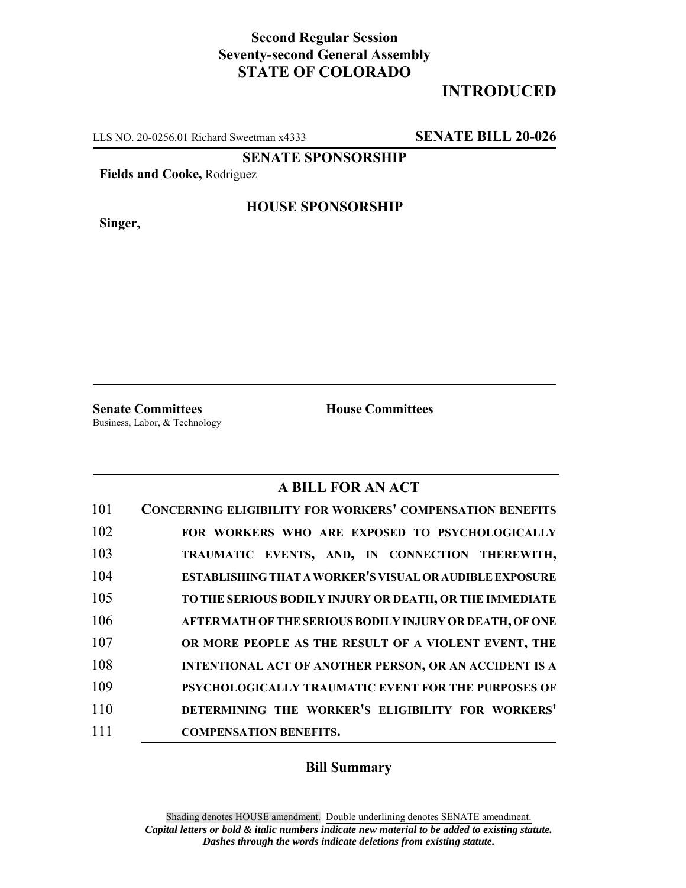**Second Regular Session**
**Seventy-second General Assembly**
**STATE OF COLORADO**

# INTRODUCED

LLS NO. 20-0256.01 Richard Sweetman x4333 **SENATE BILL 20-026**

**SENATE SPONSORSHIP**

**Fields and Cooke,** Rodriguez

**HOUSE SPONSORSHIP**

**Singer,**

**Senate Committees**
Business, Labor, & Technology

**House Committees**

## A BILL FOR AN ACT

101 **CONCERNING ELIGIBILITY FOR WORKERS' COMPENSATION BENEFITS**
102 **FOR WORKERS WHO ARE EXPOSED TO PSYCHOLOGICALLY**
103 **TRAUMATIC EVENTS, AND, IN CONNECTION THEREWITH,**
104 **ESTABLISHING THAT A WORKER'S VISUAL OR AUDIBLE EXPOSURE**
105 **TO THE SERIOUS BODILY INJURY OR DEATH, OR THE IMMEDIATE**
106 **AFTERMATH OF THE SERIOUS BODILY INJURY OR DEATH, OF ONE**
107 **OR MORE PEOPLE AS THE RESULT OF A VIOLENT EVENT, THE**
108 **INTENTIONAL ACT OF ANOTHER PERSON, OR AN ACCIDENT IS A**
109 **PSYCHOLOGICALLY TRAUMATIC EVENT FOR THE PURPOSES OF**
110 **DETERMINING THE WORKER'S ELIGIBILITY FOR WORKERS'**
111 **COMPENSATION BENEFITS.**

### Bill Summary

Shading denotes HOUSE amendment. Double underlining denotes SENATE amendment.
***Capital letters or bold & italic numbers indicate new material to be added to existing statute.***
***Dashes through the words indicate deletions from existing statute.***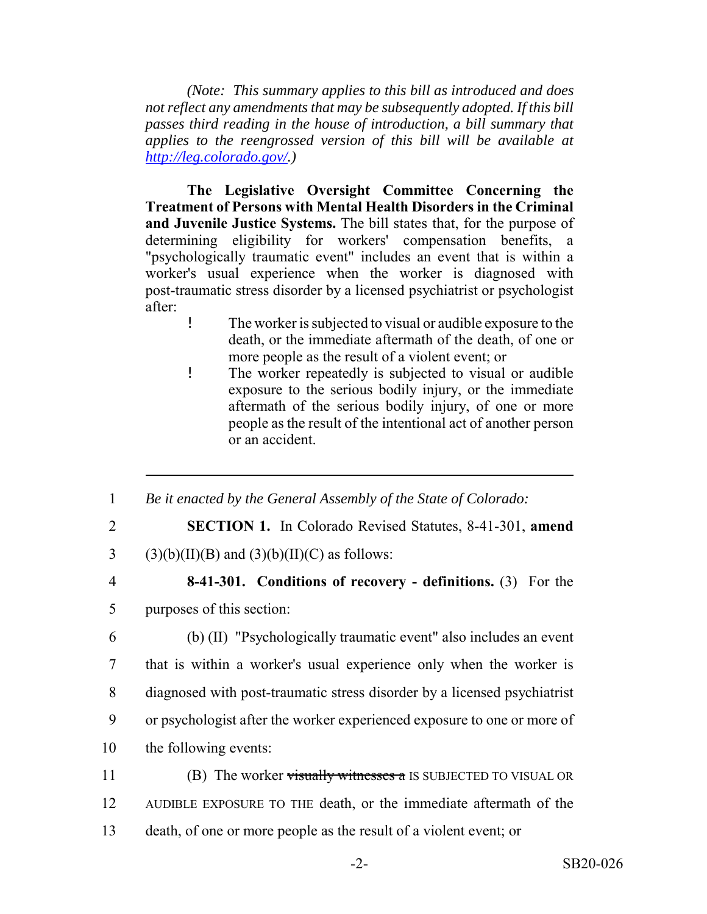*(Note: This summary applies to this bill as introduced and does not reflect any amendments that may be subsequently adopted. If this bill passes third reading in the house of introduction, a bill summary that applies to the reengrossed version of this bill will be available at http://leg.colorado.gov/.)*

**The Legislative Oversight Committee Concerning the Treatment of Persons with Mental Health Disorders in the Criminal and Juvenile Justice Systems.** The bill states that, for the purpose of determining eligibility for workers' compensation benefits, a "psychologically traumatic event" includes an event that is within a worker's usual experience when the worker is diagnosed with post-traumatic stress disorder by a licensed psychiatrist or psychologist after:

- The worker is subjected to visual or audible exposure to the death, or the immediate aftermath of the death, of one or more people as the result of a violent event; or
- The worker repeatedly is subjected to visual or audible exposure to the serious bodily injury, or the immediate aftermath of the serious bodily injury, of one or more people as the result of the intentional act of another person or an accident.

---

1 *Be it enacted by the General Assembly of the State of Colorado:*

2 **SECTION 1.** In Colorado Revised Statutes, 8-41-301, **amend**

3 (3)(b)(II)(B) and (3)(b)(II)(C) as follows:

4 **8-41-301. Conditions of recovery - definitions.** (3) For the

5 purposes of this section:

6 (b) (II) "Psychologically traumatic event" also includes an event

7 that is within a worker's usual experience only when the worker is

8 diagnosed with post-traumatic stress disorder by a licensed psychiatrist

9 or psychologist after the worker experienced exposure to one or more of

10 the following events:

11 (B) The worker ~~visually witnesses a~~ IS SUBJECTED TO VISUAL OR

12 AUDIBLE EXPOSURE TO THE death, or the immediate aftermath of the

13 death, of one or more people as the result of a violent event; or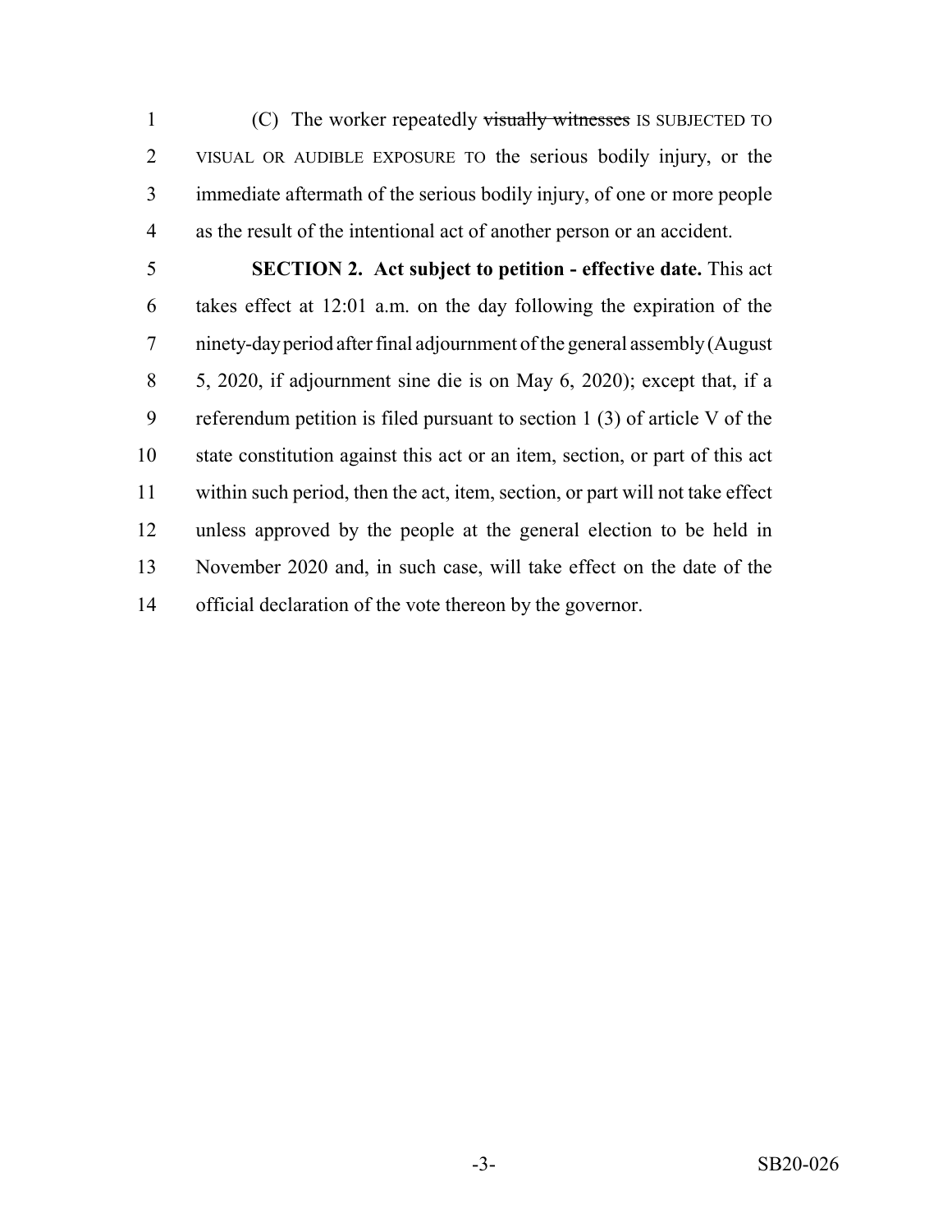(C) The worker repeatedly ~~visually witnesses~~ IS SUBJECTED TO VISUAL OR AUDIBLE EXPOSURE TO the serious bodily injury, or the immediate aftermath of the serious bodily injury, of one or more people as the result of the intentional act of another person or an accident.

**SECTION 2. Act subject to petition - effective date.** This act takes effect at 12:01 a.m. on the day following the expiration of the ninety-day period after final adjournment of the general assembly (August 5, 2020, if adjournment sine die is on May 6, 2020); except that, if a referendum petition is filed pursuant to section 1 (3) of article V of the state constitution against this act or an item, section, or part of this act within such period, then the act, item, section, or part will not take effect unless approved by the people at the general election to be held in November 2020 and, in such case, will take effect on the date of the official declaration of the vote thereon by the governor.